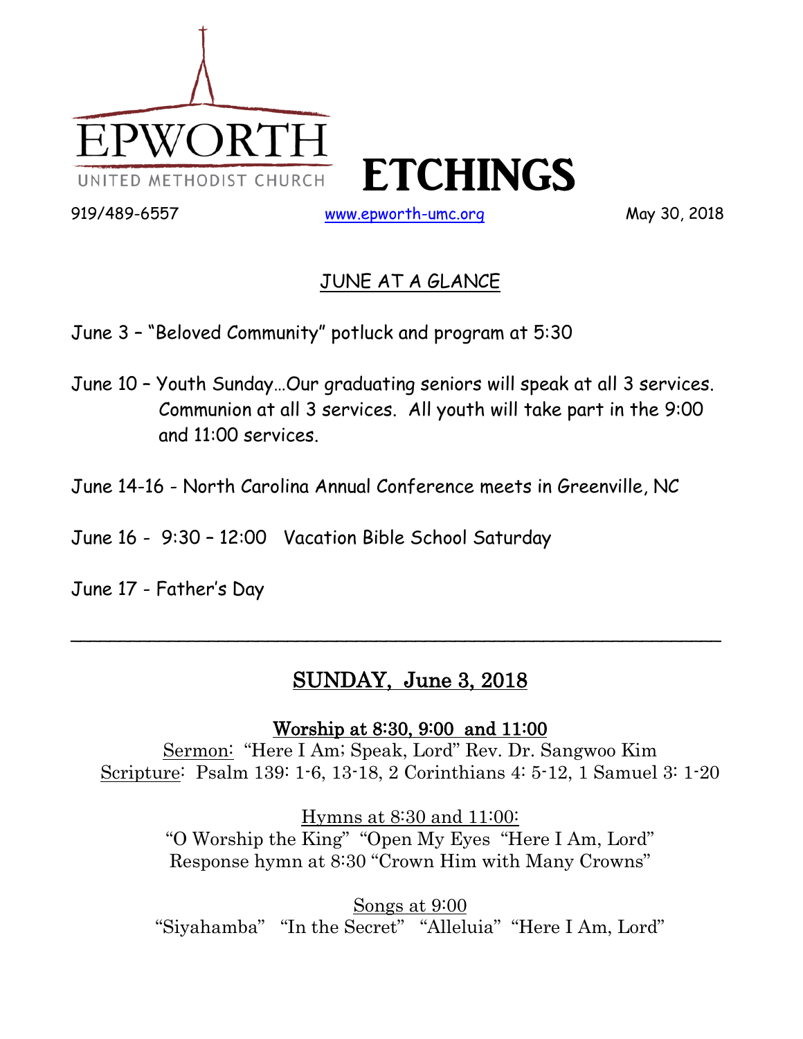EPWORTH
UNITED METHODIST CHURCH

# ETCHINGS

919/489-6557 www.epworth-umc.org May 30, 2018

## JUNE AT A GLANCE

June 3 – "Beloved Community" potluck and program at 5:30

June 10 – Youth Sunday…Our graduating seniors will speak at all 3 services. Communion at all 3 services. All youth will take part in the 9:00 and 11:00 services.

June 14-16 - North Carolina Annual Conference meets in Greenville, NC

June 16 - 9:30 – 12:00 Vacation Bible School Saturday

June 17 - Father's Day

---

## SUNDAY, June 3, 2018

**Worship at 8:30, 9:00 and 11:00**

Sermon: "Here I Am; Speak, Lord" Rev. Dr. Sangwoo Kim
Scripture: Psalm 139: 1-6, 13-18, 2 Corinthians 4: 5-12, 1 Samuel 3: 1-20

Hymns at 8:30 and 11:00:
"O Worship the King" "Open My Eyes "Here I Am, Lord"
Response hymn at 8:30 "Crown Him with Many Crowns"

Songs at 9:00
"Siyahamba" "In the Secret" "Alleluia" "Here I Am, Lord"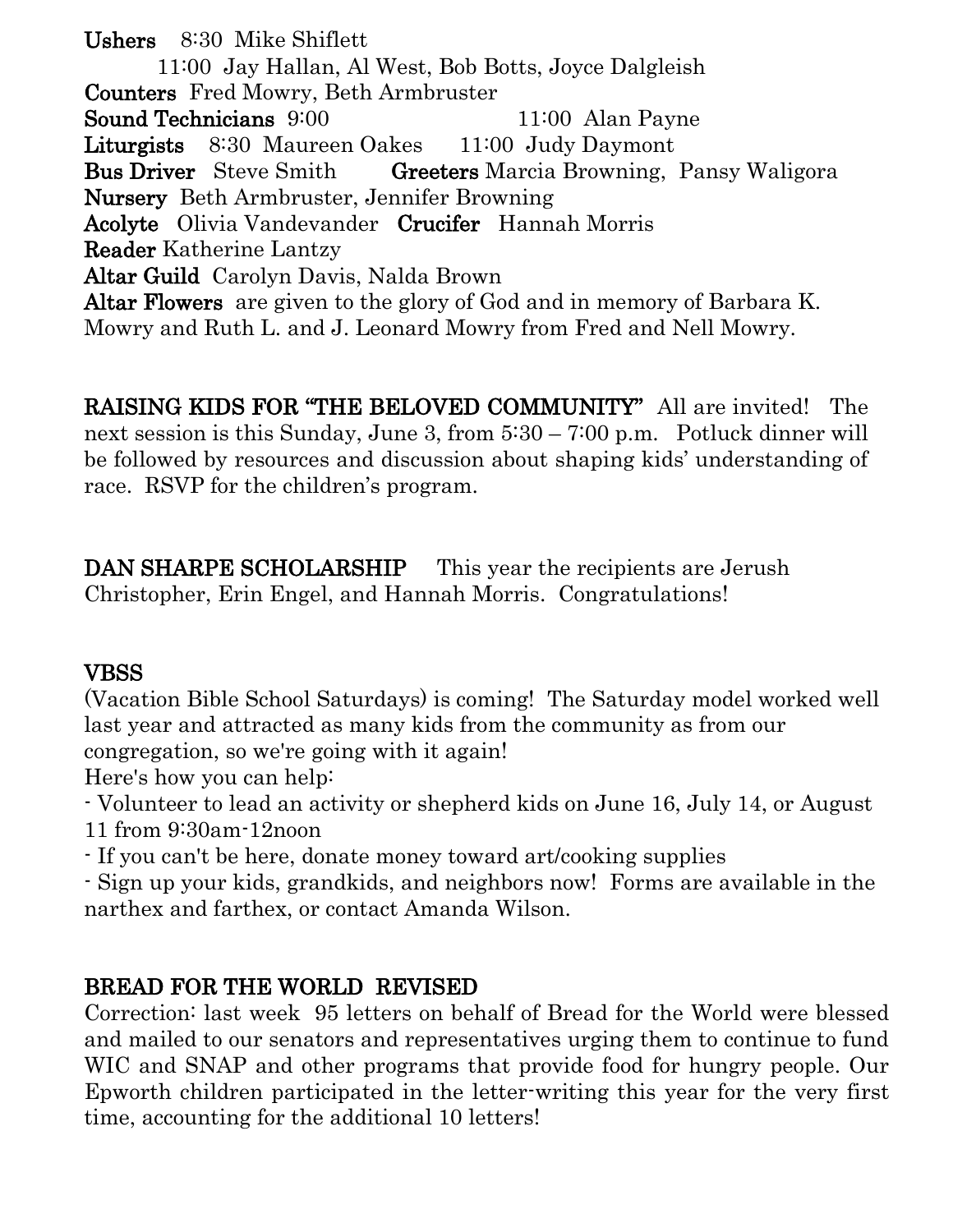**Ushers** 8:30 Mike Shiflett
11:00 Jay Hallan, Al West, Bob Botts, Joyce Dalgleish
**Counters** Fred Mowry, Beth Armbruster
**Sound Technicians** 9:00 11:00 Alan Payne
**Liturgists** 8:30 Maureen Oakes 11:00 Judy Daymont
**Bus Driver** Steve Smith **Greeters** Marcia Browning, Pansy Waligora
**Nursery** Beth Armbruster, Jennifer Browning
**Acolyte** Olivia Vandevander **Crucifer** Hannah Morris
**Reader** Katherine Lantzy
**Altar Guild** Carolyn Davis, Nalda Brown
**Altar Flowers** are given to the glory of God and in memory of Barbara K. Mowry and Ruth L. and J. Leonard Mowry from Fred and Nell Mowry.

**RAISING KIDS FOR "THE BELOVED COMMUNITY"** All are invited! The next session is this Sunday, June 3, from 5:30 – 7:00 p.m. Potluck dinner will be followed by resources and discussion about shaping kids' understanding of race. RSVP for the children's program.

**DAN SHARPE SCHOLARSHIP** This year the recipients are Jerush Christopher, Erin Engel, and Hannah Morris. Congratulations!

## VBSS

(Vacation Bible School Saturdays) is coming! The Saturday model worked well last year and attracted as many kids from the community as from our congregation, so we're going with it again!
Here's how you can help:
- Volunteer to lead an activity or shepherd kids on June 16, July 14, or August 11 from 9:30am-12noon
- If you can't be here, donate money toward art/cooking supplies
- Sign up your kids, grandkids, and neighbors now! Forms are available in the narthex and farthex, or contact Amanda Wilson.

## BREAD FOR THE WORLD REVISED

Correction: last week 95 letters on behalf of Bread for the World were blessed and mailed to our senators and representatives urging them to continue to fund WIC and SNAP and other programs that provide food for hungry people. Our Epworth children participated in the letter-writing this year for the very first time, accounting for the additional 10 letters!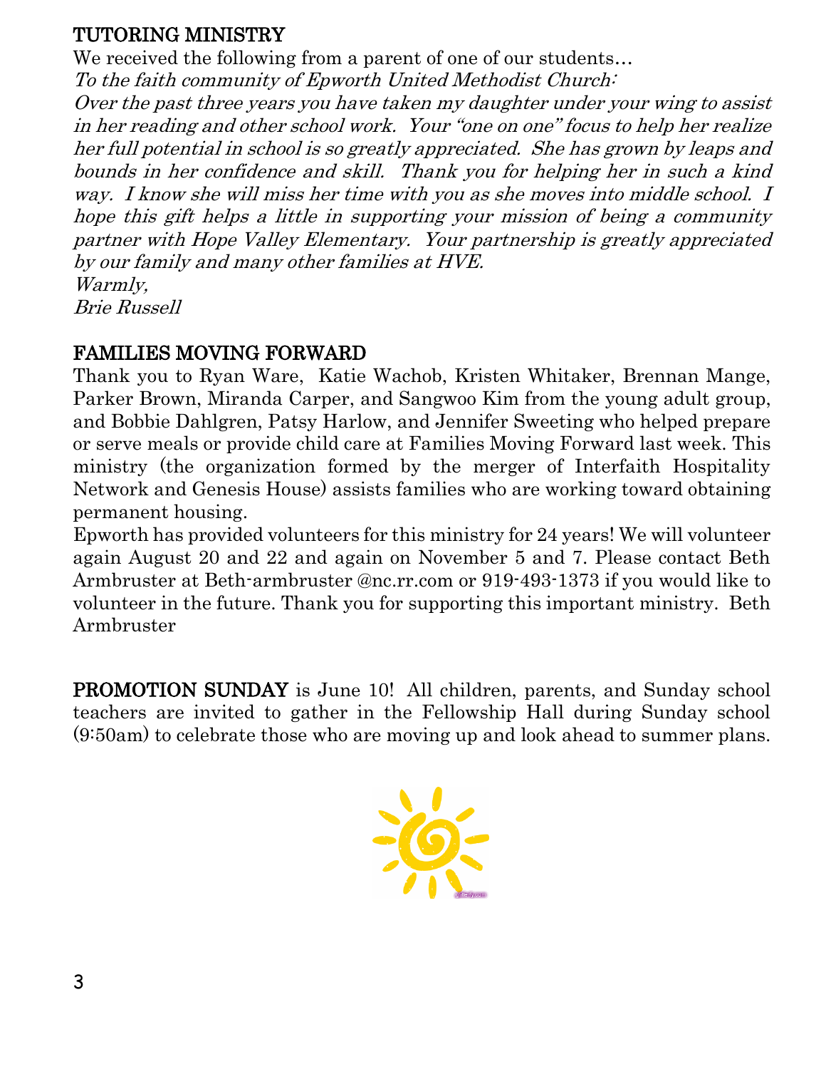## TUTORING MINISTRY

We received the following from a parent of one of our students…

*To the faith community of Epworth United Methodist Church:*

*Over the past three years you have taken my daughter under your wing to assist in her reading and other school work. Your "one on one" focus to help her realize her full potential in school is so greatly appreciated. She has grown by leaps and bounds in her confidence and skill. Thank you for helping her in such a kind way. I know she will miss her time with you as she moves into middle school. I hope this gift helps a little in supporting your mission of being a community partner with Hope Valley Elementary. Your partnership is greatly appreciated by our family and many other families at HVE.*

*Warmly,*
*Brie Russell*

## FAMILIES MOVING FORWARD

Thank you to Ryan Ware, Katie Wachob, Kristen Whitaker, Brennan Mange, Parker Brown, Miranda Carper, and Sangwoo Kim from the young adult group, and Bobbie Dahlgren, Patsy Harlow, and Jennifer Sweeting who helped prepare or serve meals or provide child care at Families Moving Forward last week. This ministry (the organization formed by the merger of Interfaith Hospitality Network and Genesis House) assists families who are working toward obtaining permanent housing.

Epworth has provided volunteers for this ministry for 24 years! We will volunteer again August 20 and 22 and again on November 5 and 7. Please contact Beth Armbruster at Beth-armbruster @nc.rr.com or 919-493-1373 if you would like to volunteer in the future. Thank you for supporting this important ministry. Beth Armbruster

**PROMOTION SUNDAY** is June 10! All children, parents, and Sunday school teachers are invited to gather in the Fellowship Hall during Sunday school (9:50am) to celebrate those who are moving up and look ahead to summer plans.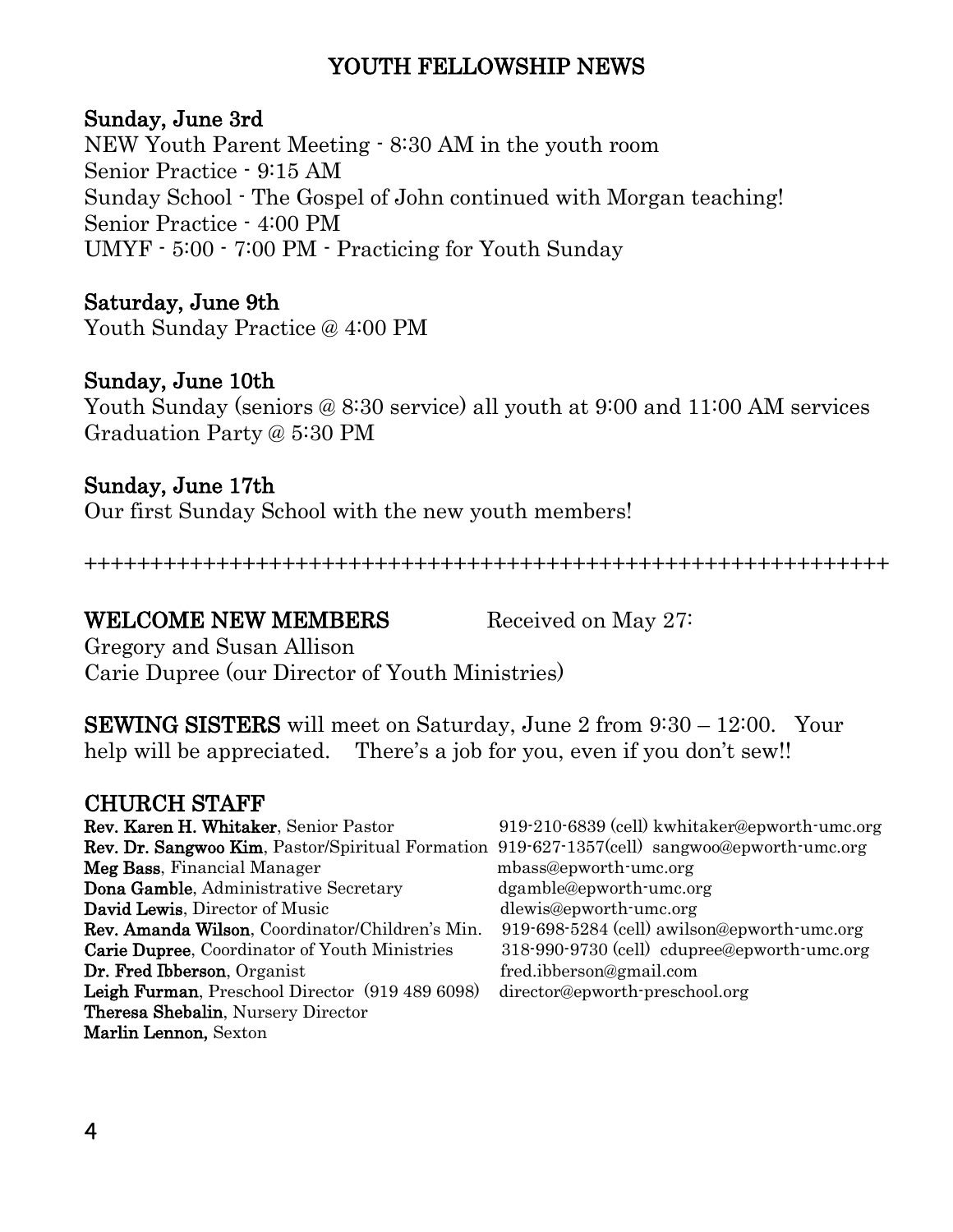# YOUTH FELLOWSHIP NEWS

### Sunday, June 3rd

NEW Youth Parent Meeting - 8:30 AM in the youth room
Senior Practice - 9:15 AM
Sunday School - The Gospel of John continued with Morgan teaching!
Senior Practice - 4:00 PM
UMYF - 5:00 - 7:00 PM - Practicing for Youth Sunday

### Saturday, June 9th

Youth Sunday Practice @ 4:00 PM

### Sunday, June 10th

Youth Sunday (seniors @ 8:30 service) all youth at 9:00 and 11:00 AM services
Graduation Party @ 5:30 PM

### Sunday, June 17th

Our first Sunday School with the new youth members!

++++++++++++++++++++++++++++++++++++++++++++++++++++++++++++++

## WELCOME NEW MEMBERS

Received on May 27:

Gregory and Susan Allison
Carie Dupree (our Director of Youth Ministries)

**SEWING SISTERS** will meet on Saturday, June 2 from 9:30 – 12:00. Your help will be appreciated. There's a job for you, even if you don't sew!!

## CHURCH STAFF

**Rev. Karen H. Whitaker**, Senior Pastor — 919-210-6839 (cell) kwhitaker@epworth-umc.org
**Rev. Dr. Sangwoo Kim**, Pastor/Spiritual Formation — 919-627-1357(cell) sangwoo@epworth-umc.org
**Meg Bass**, Financial Manager — mbass@epworth-umc.org
**Dona Gamble**, Administrative Secretary — dgamble@epworth-umc.org
**David Lewis**, Director of Music — dlewis@epworth-umc.org
**Rev. Amanda Wilson**, Coordinator/Children's Min. — 919-698-5284 (cell) awilson@epworth-umc.org
**Carie Dupree**, Coordinator of Youth Ministries — 318-990-9730 (cell) cdupree@epworth-umc.org
**Dr. Fred Ibberson**, Organist — fred.ibberson@gmail.com
**Leigh Furman**, Preschool Director (919 489 6098) — director@epworth-preschool.org
**Theresa Shebalin**, Nursery Director
**Marlin Lennon,** Sexton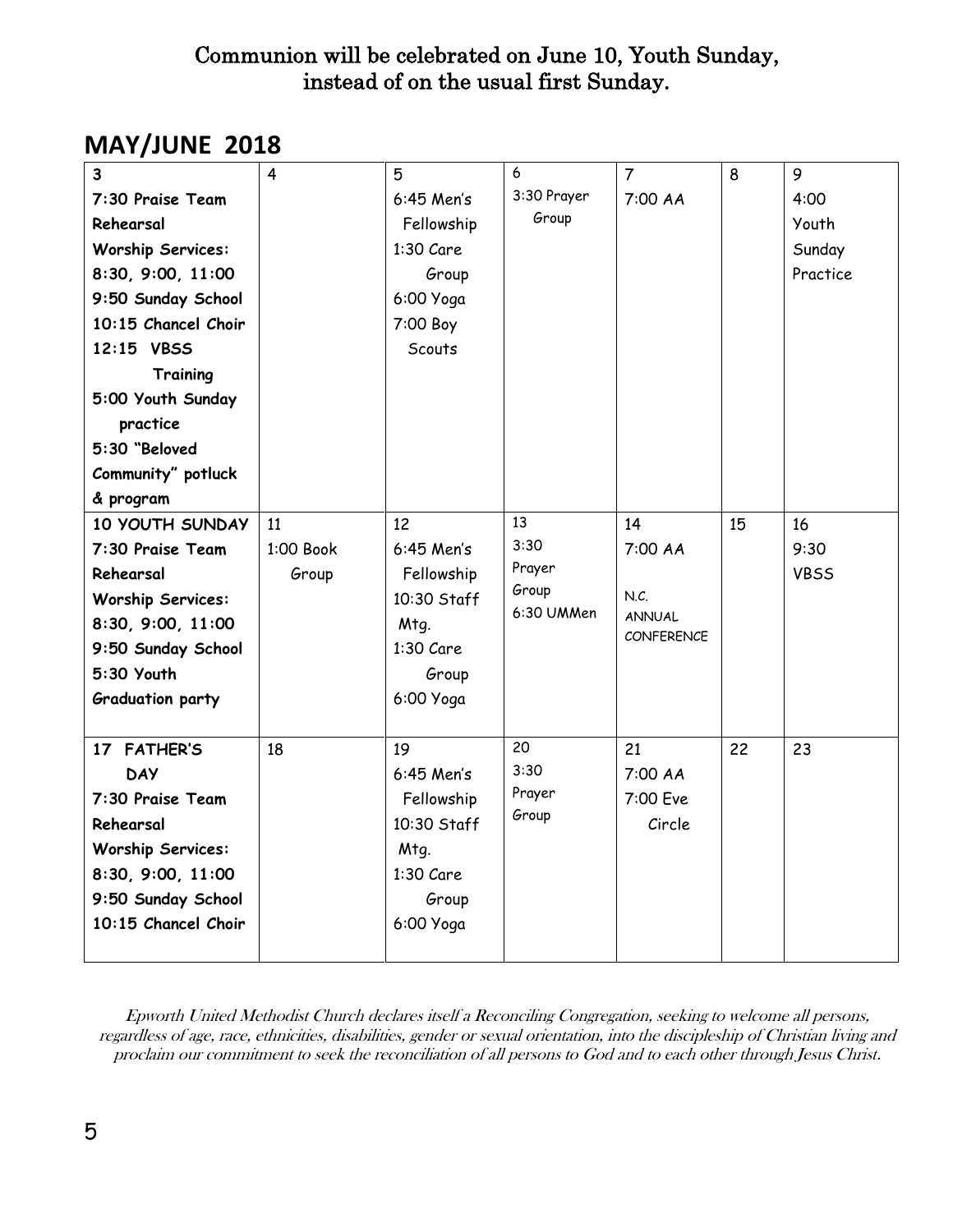Communion will be celebrated on June 10, Youth Sunday, instead of on the usual first Sunday.

## MAY/JUNE 2018

| | | | | | | |
|---|---|---|---|---|---|---|
| **3**<br>**7:30 Praise Team Rehearsal**<br>**Worship Services: 8:30, 9:00, 11:00**<br>**9:50 Sunday School**<br>**10:15 Chancel Choir**<br>**12:15 VBSS Training**<br>**5:00 Youth Sunday practice**<br>**5:30 "Beloved Community" potluck & program** | 4 | 5<br>6:45 Men's Fellowship<br>1:30 Care Group<br>6:00 Yoga<br>7:00 Boy Scouts | 6<br>3:30 Prayer Group | 7<br>7:00 AA | 8 | 9<br>4:00 Youth Sunday Practice |
| **10 YOUTH SUNDAY**<br>**7:30 Praise Team Rehearsal**<br>**Worship Services: 8:30, 9:00, 11:00**<br>**9:50 Sunday School**<br>**5:30 Youth Graduation party** | 11<br>1:00 Book Group | 12<br>6:45 Men's Fellowship<br>10:30 Staff Mtg.<br>1:30 Care Group<br>6:00 Yoga | 13<br>3:30 Prayer Group<br>6:30 UMMen | 14<br>7:00 AA<br>N.C. ANNUAL CONFERENCE | 15 | 16<br>9:30 VBSS |
| **17 FATHER'S DAY**<br>**7:30 Praise Team Rehearsal**<br>**Worship Services: 8:30, 9:00, 11:00**<br>**9:50 Sunday School**<br>**10:15 Chancel Choir** | 18 | 19<br>6:45 Men's Fellowship<br>10:30 Staff Mtg.<br>1:30 Care Group<br>6:00 Yoga | 20<br>3:30 Prayer Group | 21<br>7:00 AA<br>7:00 Eve Circle | 22 | 23 |

*Epworth United Methodist Church declares itself a Reconciling Congregation, seeking to welcome all persons, regardless of age, race, ethnicities, disabilities, gender or sexual orientation, into the discipleship of Christian living and proclaim our commitment to seek the reconciliation of all persons to God and to each other through Jesus Christ.*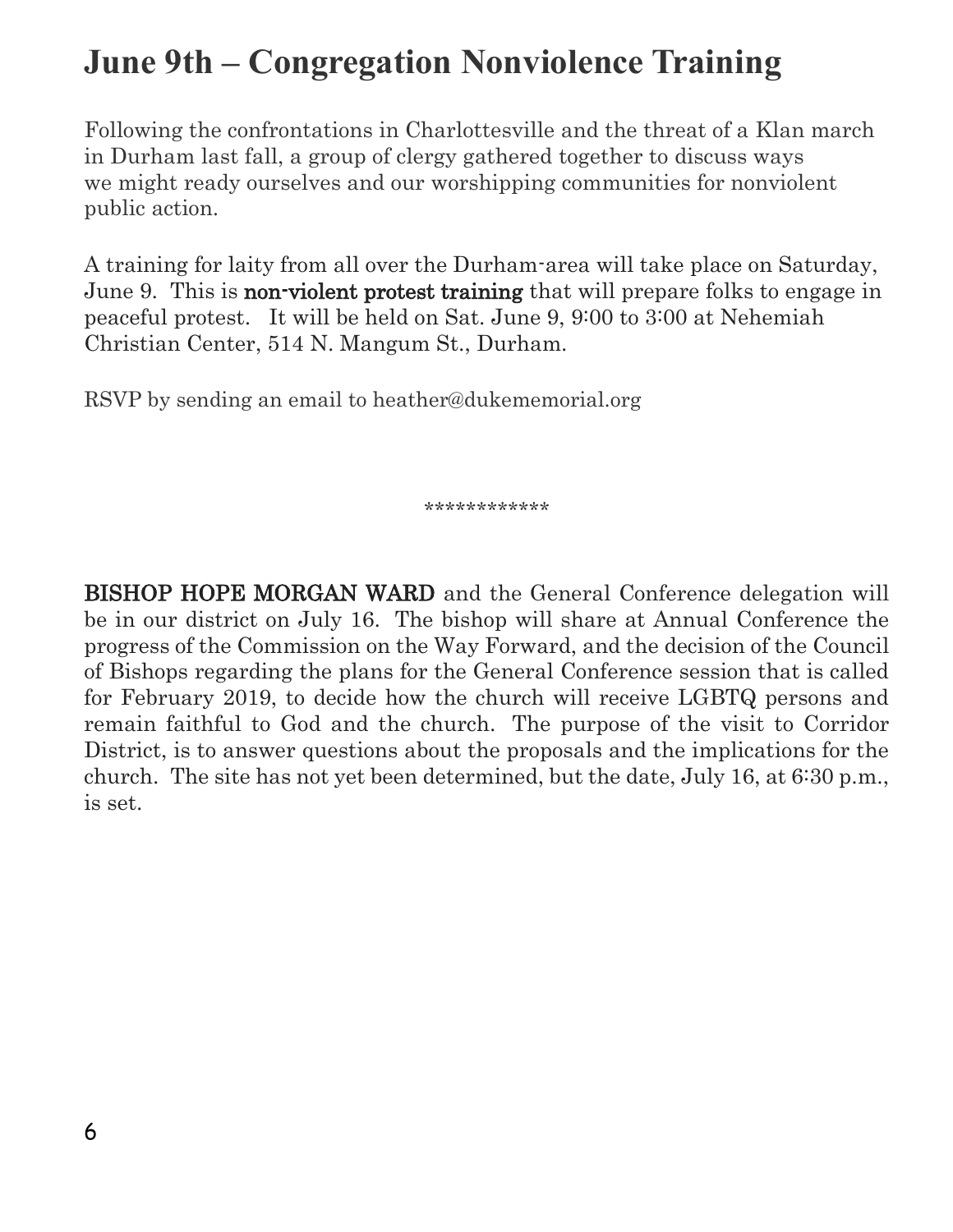# June 9th – Congregation Nonviolence Training

Following the confrontations in Charlottesville and the threat of a Klan march in Durham last fall, a group of clergy gathered together to discuss ways we might ready ourselves and our worshipping communities for nonviolent public action.

A training for laity from all over the Durham-area will take place on Saturday, June 9. This is **non-violent protest training** that will prepare folks to engage in peaceful protest. It will be held on Sat. June 9, 9:00 to 3:00 at Nehemiah Christian Center, 514 N. Mangum St., Durham.

RSVP by sending an email to heather@dukememorial.org

************

**BISHOP HOPE MORGAN WARD** and the General Conference delegation will be in our district on July 16. The bishop will share at Annual Conference the progress of the Commission on the Way Forward, and the decision of the Council of Bishops regarding the plans for the General Conference session that is called for February 2019, to decide how the church will receive LGBTQ persons and remain faithful to God and the church. The purpose of the visit to Corridor District, is to answer questions about the proposals and the implications for the church. The site has not yet been determined, but the date, July 16, at 6:30 p.m., is set.